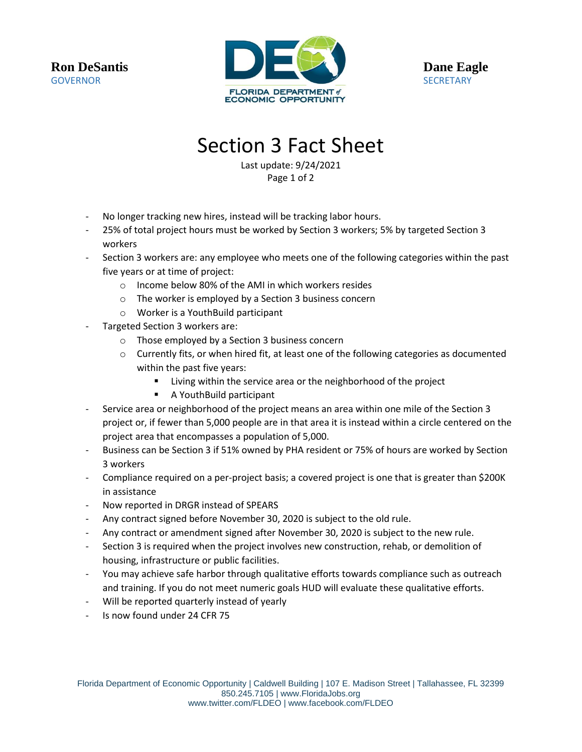**Ron DeSantis**
GOVERNOR

FLORIDA DEPARTMENT of ECONOMIC OPPORTUNITY

**Dane Eagle**
SECRETARY

# Section 3 Fact Sheet

Last update: 9/24/2021

- No longer tracking new hires, instead will be tracking labor hours.
- 25% of total project hours must be worked by Section 3 workers; 5% by targeted Section 3 workers
- Section 3 workers are: any employee who meets one of the following categories within the past five years or at time of project:
  - Income below 80% of the AMI in which workers resides
  - The worker is employed by a Section 3 business concern
  - Worker is a YouthBuild participant
- Targeted Section 3 workers are:
  - Those employed by a Section 3 business concern
  - Currently fits, or when hired fit, at least one of the following categories as documented within the past five years:
    - Living within the service area or the neighborhood of the project
    - A YouthBuild participant
- Service area or neighborhood of the project means an area within one mile of the Section 3 project or, if fewer than 5,000 people are in that area it is instead within a circle centered on the project area that encompasses a population of 5,000.
- Business can be Section 3 if 51% owned by PHA resident or 75% of hours are worked by Section 3 workers
- Compliance required on a per-project basis; a covered project is one that is greater than $200K in assistance
- Now reported in DRGR instead of SPEARS
- Any contract signed before November 30, 2020 is subject to the old rule.
- Any contract or amendment signed after November 30, 2020 is subject to the new rule.
- Section 3 is required when the project involves new construction, rehab, or demolition of housing, infrastructure or public facilities.
- You may achieve safe harbor through qualitative efforts towards compliance such as outreach and training. If you do not meet numeric goals HUD will evaluate these qualitative efforts.
- Will be reported quarterly instead of yearly
- Is now found under 24 CFR 75

Florida Department of Economic Opportunity | Caldwell Building | 107 E. Madison Street | Tallahassee, FL 32399
850.245.7105 | www.FloridaJobs.org
www.twitter.com/FLDEO | www.facebook.com/FLDEO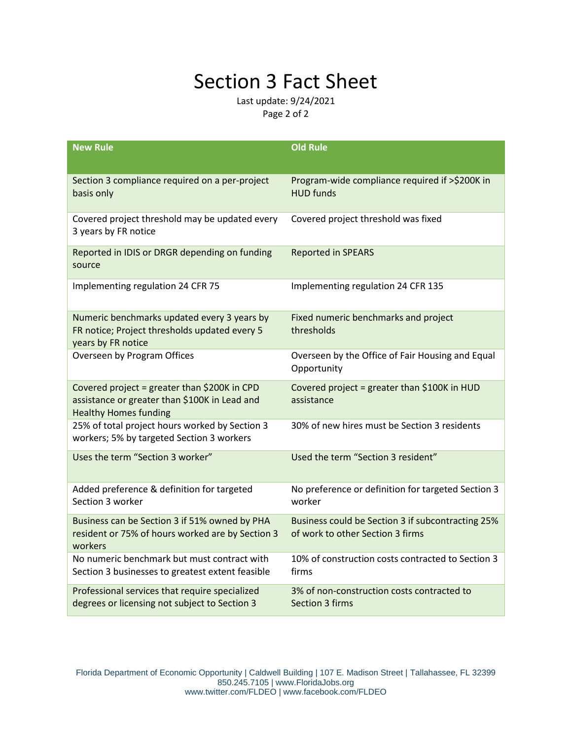# Section 3 Fact Sheet

Last update: 9/24/2021

| New Rule | Old Rule |
|---|---|
| Section 3 compliance required on a per-project basis only | Program-wide compliance required if >$200K in HUD funds |
| Covered project threshold may be updated every 3 years by FR notice | Covered project threshold was fixed |
| Reported in IDIS or DRGR depending on funding source | Reported in SPEARS |
| Implementing regulation 24 CFR 75 | Implementing regulation 24 CFR 135 |
| Numeric benchmarks updated every 3 years by FR notice; Project thresholds updated every 5 years by FR notice | Fixed numeric benchmarks and project thresholds |
| Overseen by Program Offices | Overseen by the Office of Fair Housing and Equal Opportunity |
| Covered project = greater than $200K in CPD assistance or greater than $100K in Lead and Healthy Homes funding | Covered project = greater than $100K in HUD assistance |
| 25% of total project hours worked by Section 3 workers; 5% by targeted Section 3 workers | 30% of new hires must be Section 3 residents |
| Uses the term "Section 3 worker" | Used the term "Section 3 resident" |
| Added preference & definition for targeted Section 3 worker | No preference or definition for targeted Section 3 worker |
| Business can be Section 3 if 51% owned by PHA resident or 75% of hours worked are by Section 3 workers | Business could be Section 3 if subcontracting 25% of work to other Section 3 firms |
| No numeric benchmark but must contract with Section 3 businesses to greatest extent feasible | 10% of construction costs contracted to Section 3 firms |
| Professional services that require specialized degrees or licensing not subject to Section 3 | 3% of non-construction costs contracted to Section 3 firms |

Florida Department of Economic Opportunity | Caldwell Building | 107 E. Madison Street | Tallahassee, FL 32399
850.245.7105 | www.FloridaJobs.org
www.twitter.com/FLDEO | www.facebook.com/FLDEO